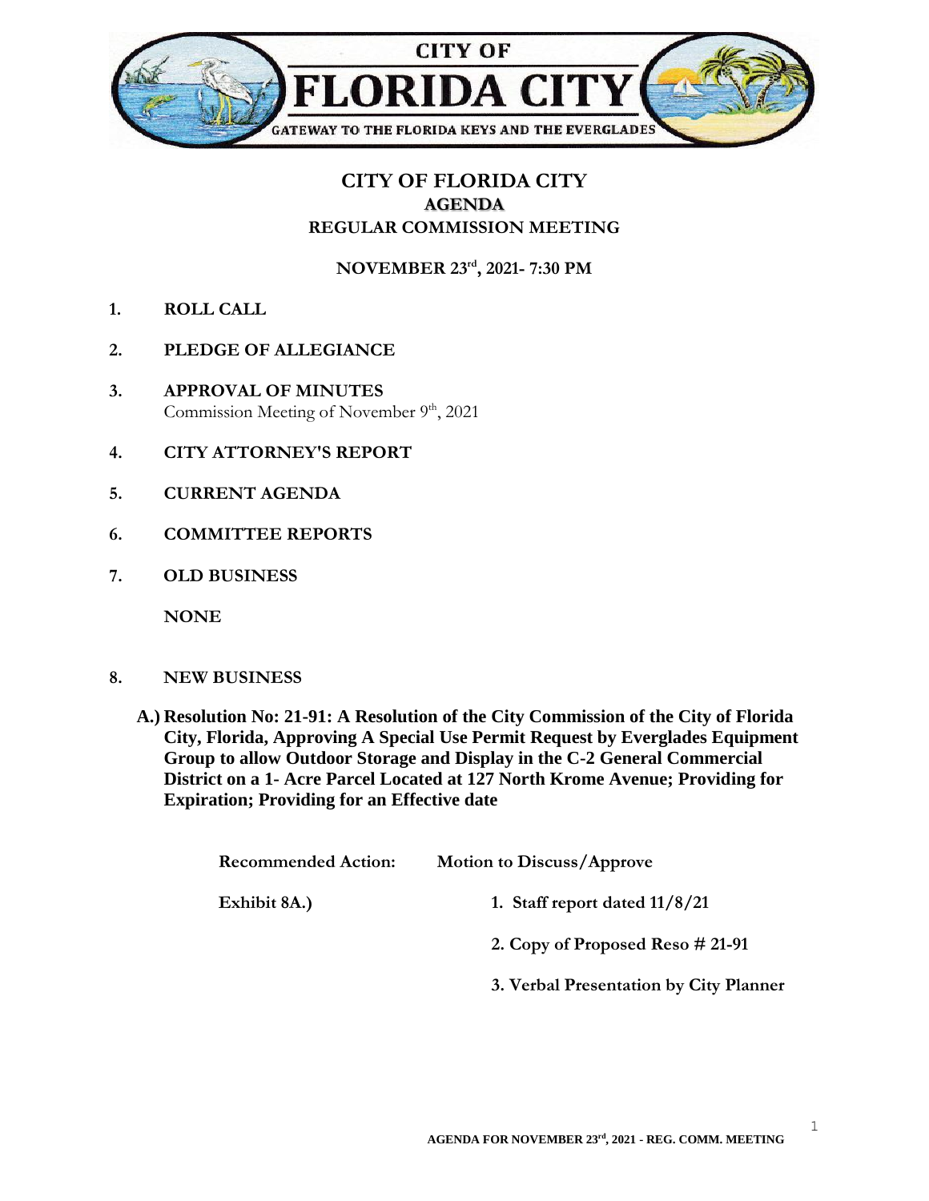CITY OF
# FLORIDA CITY
GATEWAY TO THE FLORIDA KEYS AND THE EVERGLADES

## CITY OF FLORIDA CITY
## AGENDA
## REGULAR COMMISSION MEETING

**NOVEMBER 23rd, 2021- 7:30 PM**

1. **ROLL CALL**

2. **PLEDGE OF ALLEGIANCE**

3. **APPROVAL OF MINUTES**
   Commission Meeting of November 9th, 2021

4. **CITY ATTORNEY'S REPORT**

5. **CURRENT AGENDA**

6. **COMMITTEE REPORTS**

7. **OLD BUSINESS**

   **NONE**

8. **NEW BUSINESS**

   **A.) Resolution No: 21-91: A Resolution of the City Commission of the City of Florida City, Florida, Approving A Special Use Permit Request by Everglades Equipment Group to allow Outdoor Storage and Display in the C-2 General Commercial District on a 1- Acre Parcel Located at 127 North Krome Avenue; Providing for Expiration; Providing for an Effective date**

   **Recommended Action:** **Motion to Discuss/Approve**

   **Exhibit 8A.)**
   1. **Staff report dated 11/8/21**
   2. **Copy of Proposed Reso # 21-91**
   3. **Verbal Presentation by City Planner**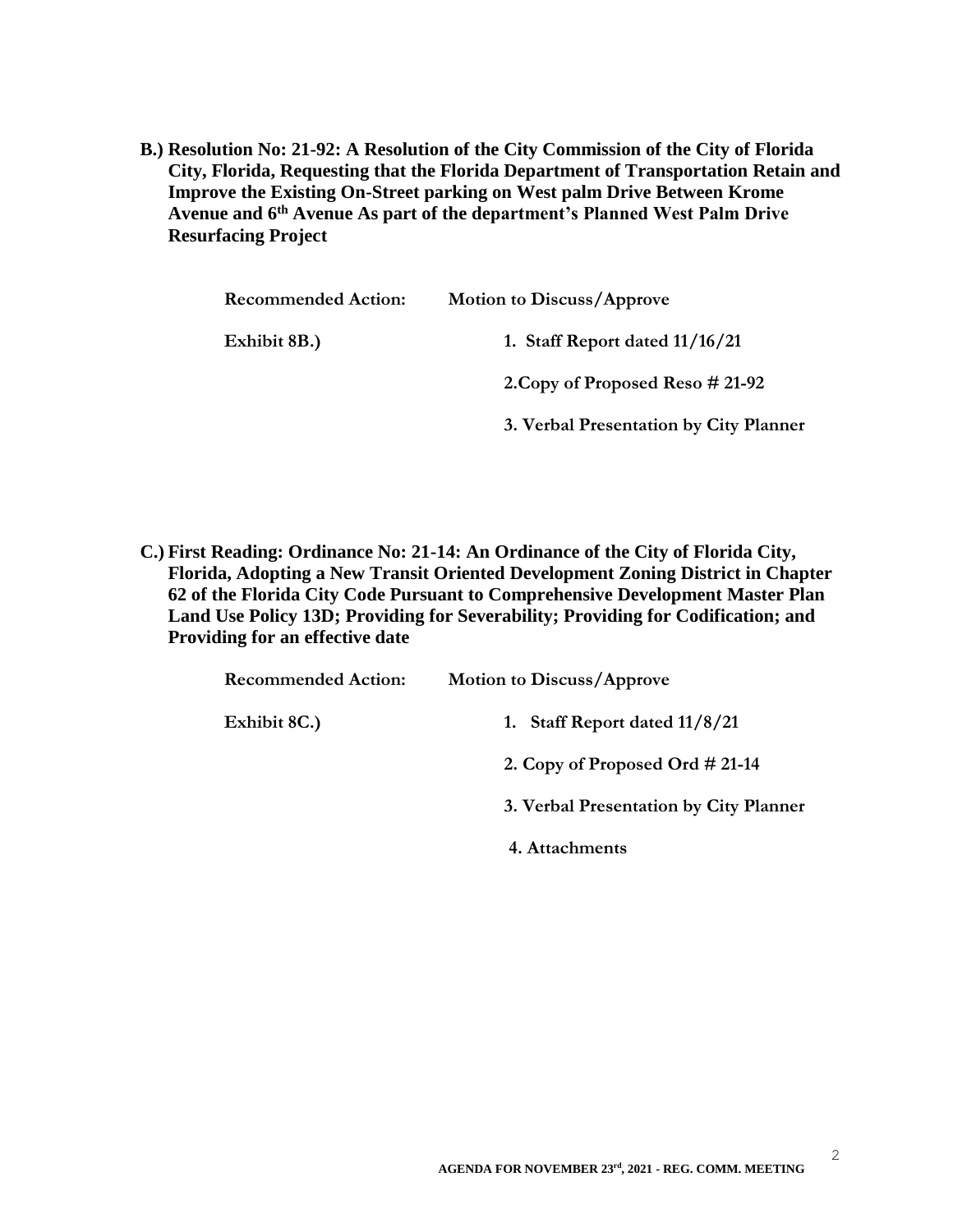**B.) Resolution No: 21-92: A Resolution of the City Commission of the City of Florida City, Florida, Requesting that the Florida Department of Transportation Retain and Improve the Existing On-Street parking on West palm Drive Between Krome Avenue and 6th Avenue As part of the department's Planned West Palm Drive Resurfacing Project**

**Recommended Action:** **Motion to Discuss/Approve**

**Exhibit 8B.)**

1. **Staff Report dated 11/16/21**
2. **Copy of Proposed Reso # 21-92**
3. **Verbal Presentation by City Planner**

**C.) First Reading: Ordinance No: 21-14: An Ordinance of the City of Florida City, Florida, Adopting a New Transit Oriented Development Zoning District in Chapter 62 of the Florida City Code Pursuant to Comprehensive Development Master Plan Land Use Policy 13D; Providing for Severability; Providing for Codification; and Providing for an effective date**

**Recommended Action:** **Motion to Discuss/Approve**

**Exhibit 8C.)**

1. **Staff Report dated 11/8/21**
2. **Copy of Proposed Ord # 21-14**
3. **Verbal Presentation by City Planner**
4. **Attachments**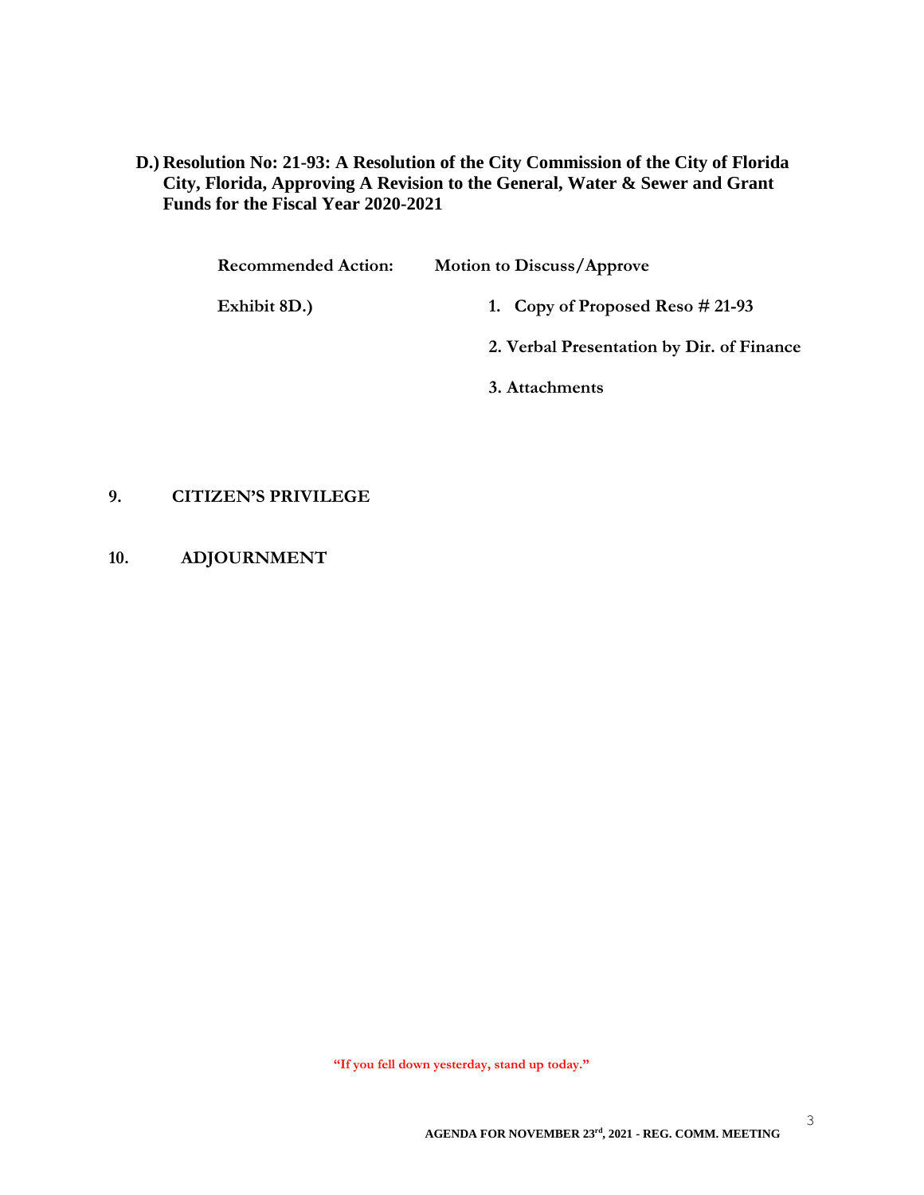**D.) Resolution No: 21-93: A Resolution of the City Commission of the City of Florida City, Florida, Approving A Revision to the General, Water & Sewer and Grant Funds for the Fiscal Year 2020-2021**

**Recommended Action:** **Motion to Discuss/Approve**

**Exhibit 8D.)**

1. **Copy of Proposed Reso # 21-93**
2. **Verbal Presentation by Dir. of Finance**
3. **Attachments**

## 9. CITIZEN'S PRIVILEGE

## 10. ADJOURNMENT

**"If you fell down yesterday, stand up today."**